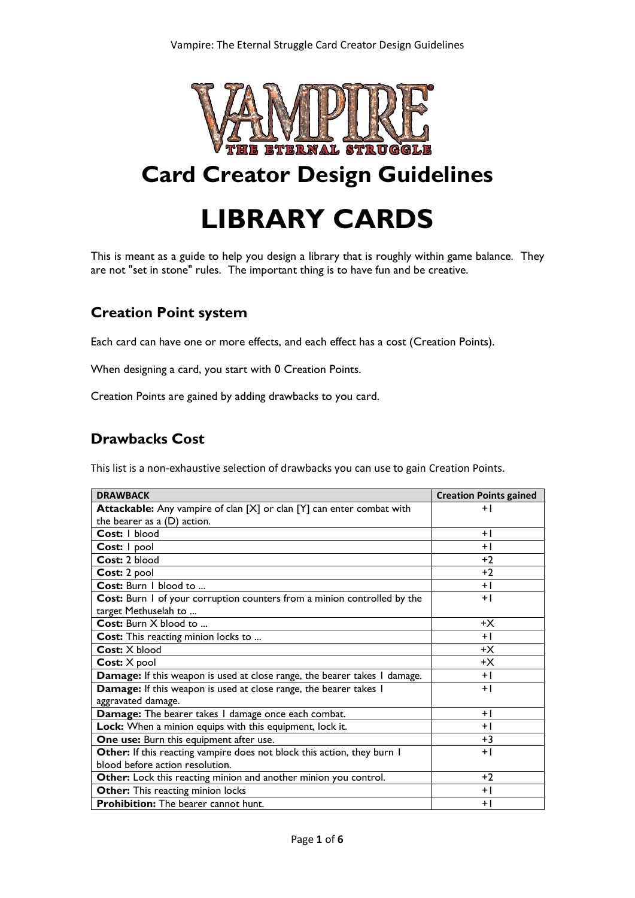# Card Creator Design Guidelines

# LIBRARY CARDS

This is meant as a guide to help you design a library that is roughly within game balance. They are not "set in stone" rules. The important thing is to have fun and be creative.

## Creation Point system

Each card can have one or more effects, and each effect has a cost (Creation Points).

When designing a card, you start with 0 Creation Points.

Creation Points are gained by adding drawbacks to you card.

## Drawbacks Cost

This list is a non-exhaustive selection of drawbacks you can use to gain Creation Points.

| DRAWBACK | Creation Points gained |
|---|---|
| **Attackable:** Any vampire of clan [X] or clan [Y] can enter combat with the bearer as a (D) action. | +1 |
| **Cost:** 1 blood | +1 |
| **Cost:** 1 pool | +1 |
| **Cost:** 2 blood | +2 |
| **Cost:** 2 pool | +2 |
| **Cost:** Burn 1 blood to ... | +1 |
| **Cost:** Burn 1 of your corruption counters from a minion controlled by the target Methuselah to ... | +1 |
| **Cost:** Burn X blood to ... | +X |
| **Cost:** This reacting minion locks to ... | +1 |
| **Cost:** X blood | +X |
| **Cost:** X pool | +X |
| **Damage:** If this weapon is used at close range, the bearer takes 1 damage. | +1 |
| **Damage:** If this weapon is used at close range, the bearer takes 1 aggravated damage. | +1 |
| **Damage:** The bearer takes 1 damage once each combat. | +1 |
| **Lock:** When a minion equips with this equipment, lock it. | +1 |
| **One use:** Burn this equipment after use. | +3 |
| **Other:** If this reacting vampire does not block this action, they burn 1 blood before action resolution. | +1 |
| **Other:** Lock this reacting minion and another minion you control. | +2 |
| **Other:** This reacting minion locks | +1 |
| **Prohibition:** The bearer cannot hunt. | +1 |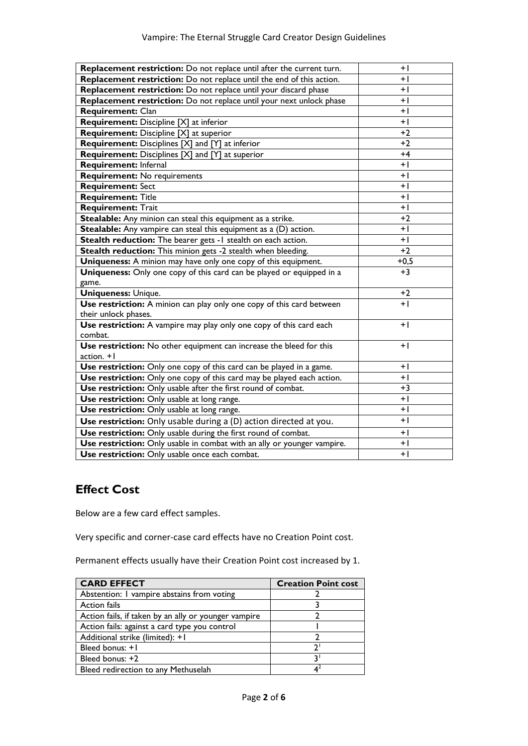| | |
|---|---|
| **Replacement restriction:** Do not replace until after the current turn. | +1 |
| **Replacement restriction:** Do not replace until the end of this action. | +1 |
| **Replacement restriction:** Do not replace until your discard phase | +1 |
| **Replacement restriction:** Do not replace until your next unlock phase | +1 |
| **Requirement:** Clan | +1 |
| **Requirement:** Discipline [X] at inferior | +1 |
| **Requirement:** Discipline [X] at superior | +2 |
| **Requirement:** Disciplines [X] and [Y] at inferior | +2 |
| **Requirement:** Disciplines [X] and [Y] at superior | +4 |
| **Requirement:** Infernal | +1 |
| **Requirement:** No requirements | +1 |
| **Requirement:** Sect | +1 |
| **Requirement:** Title | +1 |
| **Requirement:** Trait | +1 |
| **Stealable:** Any minion can steal this equipment as a strike. | +2 |
| **Stealable:** Any vampire can steal this equipment as a (D) action. | +1 |
| **Stealth reduction:** The bearer gets -1 stealth on each action. | +1 |
| **Stealth reduction:** This minion gets -2 stealth when bleeding. | +2 |
| **Uniqueness:** A minion may have only one copy of this equipment. | +0,5 |
| **Uniqueness:** Only one copy of this card can be played or equipped in a game. | +3 |
| **Uniqueness:** Unique. | +2 |
| **Use restriction:** A minion can play only one copy of this card between their unlock phases. | +1 |
| **Use restriction:** A vampire may play only one copy of this card each combat. | +1 |
| **Use restriction:** No other equipment can increase the bleed for this action. +1 | +1 |
| **Use restriction:** Only one copy of this card can be played in a game. | +1 |
| **Use restriction:** Only one copy of this card may be played each action. | +1 |
| **Use restriction:** Only usable after the first round of combat. | +3 |
| **Use restriction:** Only usable at long range. | +1 |
| **Use restriction:** Only usable at long range. | +1 |
| **Use restriction:** Only usable during a (D) action directed at you. | +1 |
| **Use restriction:** Only usable during the first round of combat. | +1 |
| **Use restriction:** Only usable in combat with an ally or younger vampire. | +1 |
| **Use restriction:** Only usable once each combat. | +1 |

## Effect Cost

Below are a few card effect samples.

Very specific and corner-case card effects have no Creation Point cost.

Permanent effects usually have their Creation Point cost increased by 1.

| CARD EFFECT | Creation Point cost |
|---|---|
| Abstention: 1 vampire abstains from voting | 2 |
| Action fails | 3 |
| Action fails, if taken by an ally or younger vampire | 2 |
| Action fails: against a card type you control | 1 |
| Additional strike (limited): +1 | 2 |
| Bleed bonus: +1 | 2[1] |
| Bleed bonus: +2 | 3[1] |
| Bleed redirection to any Methuselah | 4[2] |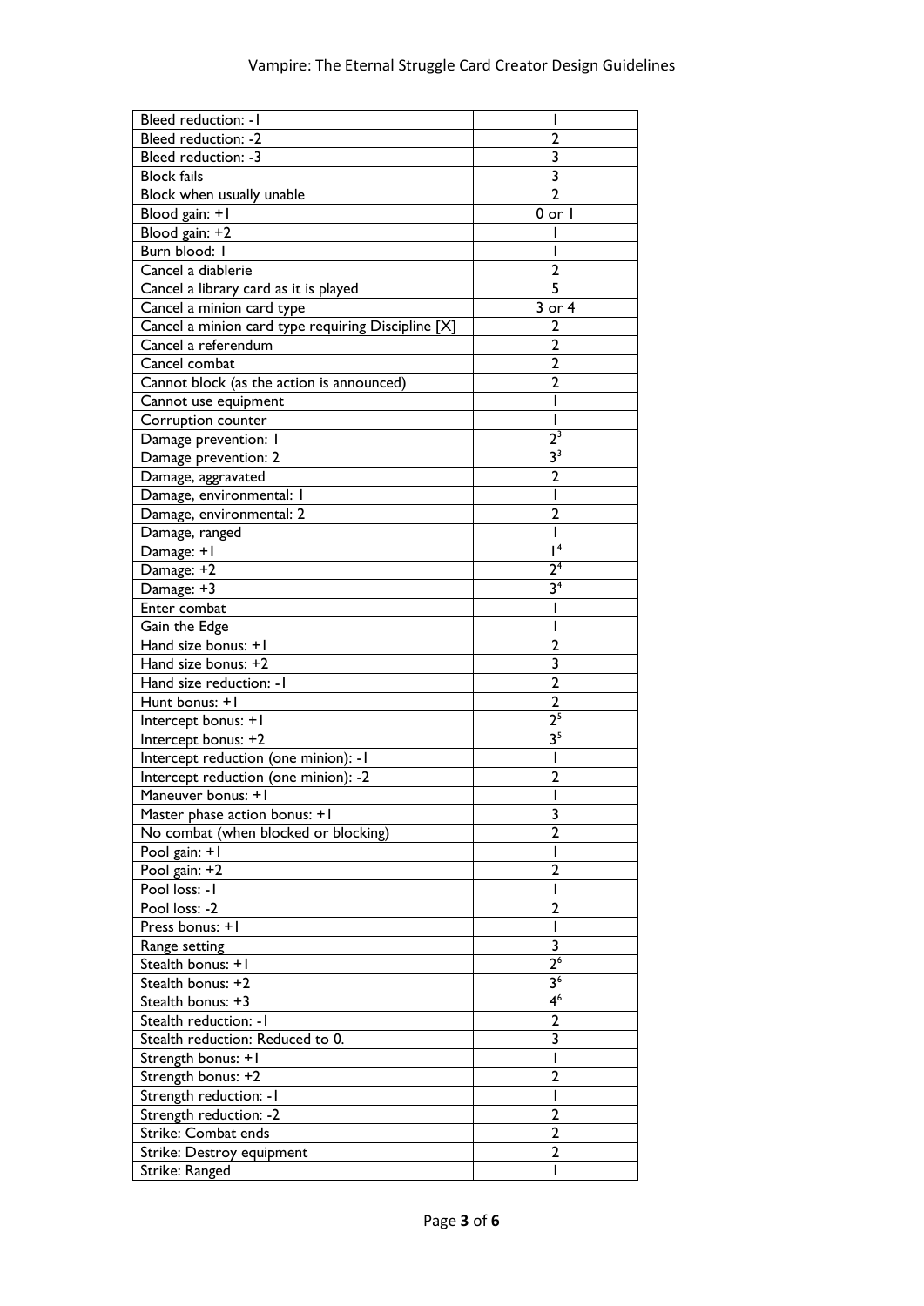| | |
|---|---|
| Bleed reduction: -1 | 1 |
| Bleed reduction: -2 | 2 |
| Bleed reduction: -3 | 3 |
| Block fails | 3 |
| Block when usually unable | 2 |
| Blood gain: +1 | 0 or 1 |
| Blood gain: +2 | 1 |
| Burn blood: 1 | 1 |
| Cancel a diablerie | 2 |
| Cancel a library card as it is played | 5 |
| Cancel a minion card type | 3 or 4 |
| Cancel a minion card type requiring Discipline [X] | 2 |
| Cancel a referendum | 2 |
| Cancel combat | 2 |
| Cannot block (as the action is announced) | 2 |
| Cannot use equipment | 1 |
| Corruption counter | 1 |
| Damage prevention: 1 | 2[3] |
| Damage prevention: 2 | 3[3] |
| Damage, aggravated | 2 |
| Damage, environmental: 1 | 1 |
| Damage, environmental: 2 | 2 |
| Damage, ranged | 1 |
| Damage: +1 | 1[4] |
| Damage: +2 | 2[4] |
| Damage: +3 | 3[4] |
| Enter combat | 1 |
| Gain the Edge | 1 |
| Hand size bonus: +1 | 2 |
| Hand size bonus: +2 | 3 |
| Hand size reduction: -1 | 2 |
| Hunt bonus: +1 | 2 |
| Intercept bonus: +1 | 2[5] |
| Intercept bonus: +2 | 3[5] |
| Intercept reduction (one minion): -1 | 1 |
| Intercept reduction (one minion): -2 | 2 |
| Maneuver bonus: +1 | 1 |
| Master phase action bonus: +1 | 3 |
| No combat (when blocked or blocking) | 2 |
| Pool gain: +1 | 1 |
| Pool gain: +2 | 2 |
| Pool loss: -1 | 1 |
| Pool loss: -2 | 2 |
| Press bonus: +1 | 1 |
| Range setting | 3 |
| Stealth bonus: +1 | 2[6] |
| Stealth bonus: +2 | 3[6] |
| Stealth bonus: +3 | 4[6] |
| Stealth reduction: -1 | 2 |
| Stealth reduction: Reduced to 0. | 3 |
| Strength bonus: +1 | 1 |
| Strength bonus: +2 | 2 |
| Strength reduction: -1 | 1 |
| Strength reduction: -2 | 2 |
| Strike: Combat ends | 2 |
| Strike: Destroy equipment | 2 |
| Strike: Ranged | 1 |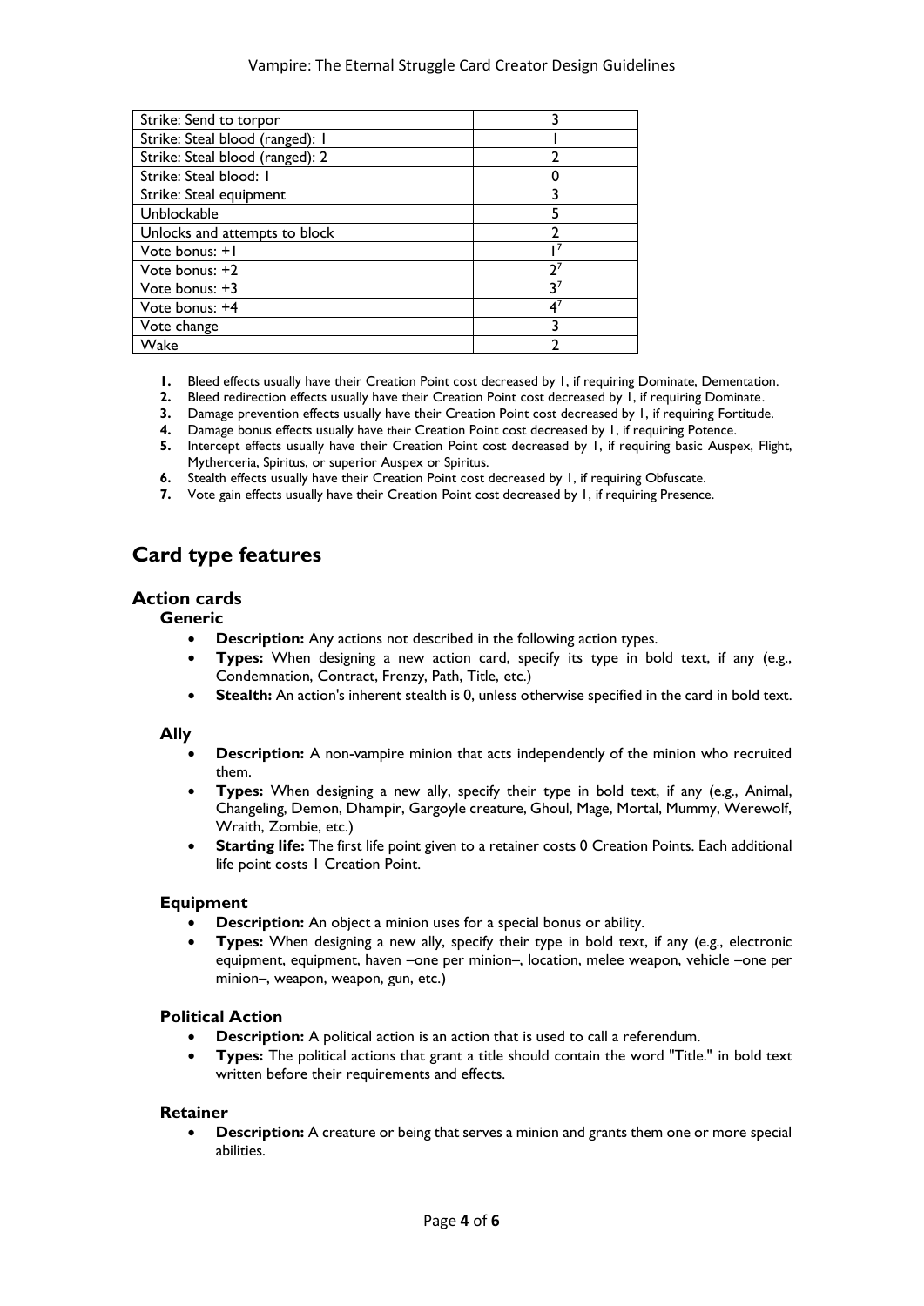| Strike: Send to torpor | 3 |
|---|---|
| Strike: Steal blood (ranged): 1 | 1 |
| Strike: Steal blood (ranged): 2 | 2 |
| Strike: Steal blood: 1 | 0 |
| Strike: Steal equipment | 3 |
| Unblockable | 5 |
| Unlocks and attempts to block | 2 |
| Vote bonus: +1 | 1[7] |
| Vote bonus: +2 | 2[7] |
| Vote bonus: +3 | 3[7] |
| Vote bonus: +4 | 4[7] |
| Vote change | 3 |
| Wake | 2 |

1. Bleed effects usually have their Creation Point cost decreased by 1, if requiring Dominate, Dementation.
2. Bleed redirection effects usually have their Creation Point cost decreased by 1, if requiring Dominate.
3. Damage prevention effects usually have their Creation Point cost decreased by 1, if requiring Fortitude.
4. Damage bonus effects usually have their Creation Point cost decreased by 1, if requiring Potence.
5. Intercept effects usually have their Creation Point cost decreased by 1, if requiring basic Auspex, Flight, Mytherceria, Spiritus, or superior Auspex or Spiritus.
6. Stealth effects usually have their Creation Point cost decreased by 1, if requiring Obfuscate.
7. Vote gain effects usually have their Creation Point cost decreased by 1, if requiring Presence.

## Card type features

### Action cards

#### Generic

- **Description:** Any actions not described in the following action types.
- **Types:** When designing a new action card, specify its type in bold text, if any (e.g., Condemnation, Contract, Frenzy, Path, Title, etc.)
- **Stealth:** An action's inherent stealth is 0, unless otherwise specified in the card in bold text.

#### Ally

- **Description:** A non-vampire minion that acts independently of the minion who recruited them.
- **Types:** When designing a new ally, specify their type in bold text, if any (e.g., Animal, Changeling, Demon, Dhampir, Gargoyle creature, Ghoul, Mage, Mortal, Mummy, Werewolf, Wraith, Zombie, etc.)
- **Starting life:** The first life point given to a retainer costs 0 Creation Points. Each additional life point costs 1 Creation Point.

#### Equipment

- **Description:** An object a minion uses for a special bonus or ability.
- **Types:** When designing a new ally, specify their type in bold text, if any (e.g., electronic equipment, equipment, haven –one per minion–, location, melee weapon, vehicle –one per minion–, weapon, weapon, gun, etc.)

#### Political Action

- **Description:** A political action is an action that is used to call a referendum.
- **Types:** The political actions that grant a title should contain the word "Title." in bold text written before their requirements and effects.

#### Retainer

- **Description:** A creature or being that serves a minion and grants them one or more special abilities.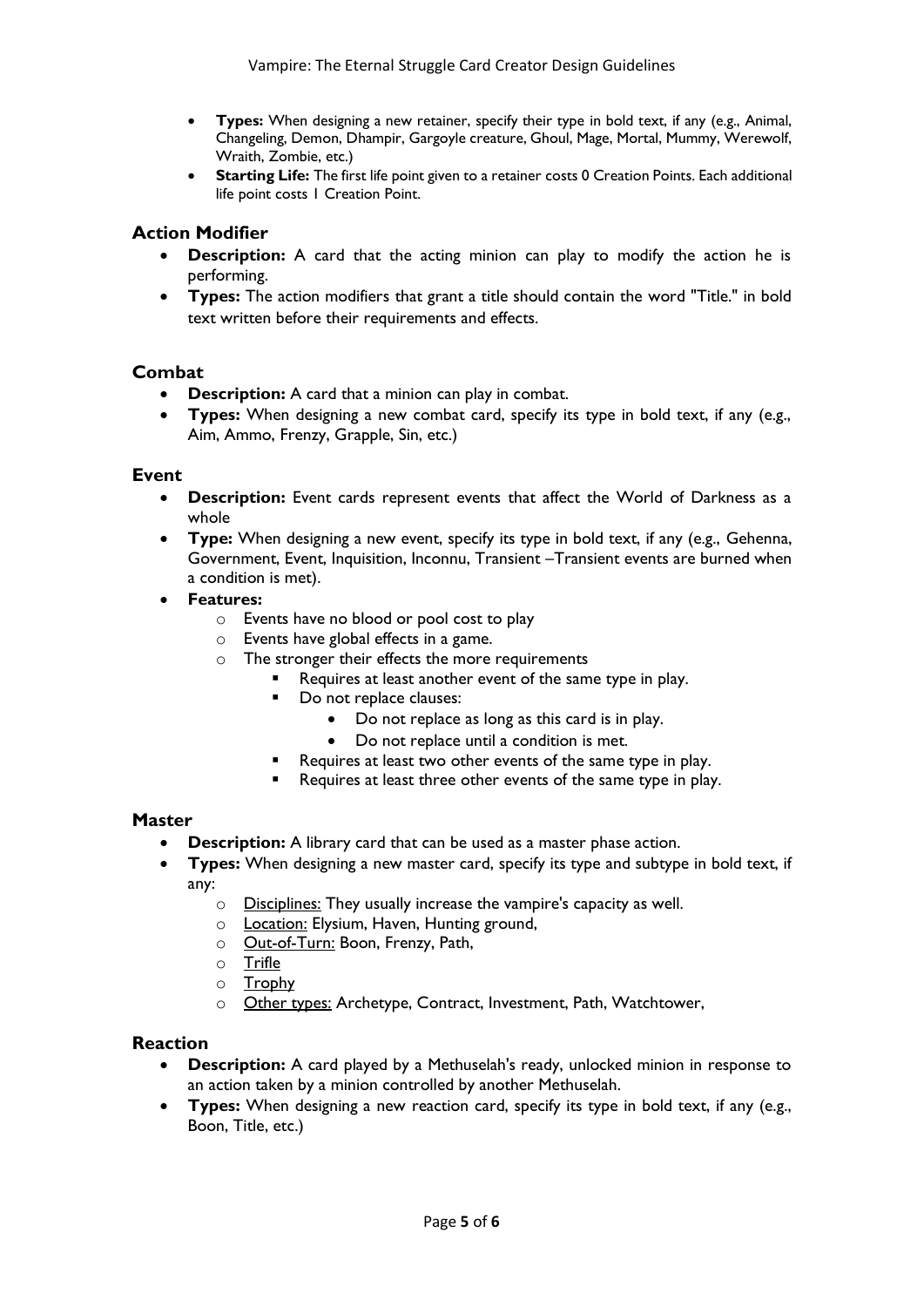- **Types:** When designing a new retainer, specify their type in bold text, if any (e.g., Animal, Changeling, Demon, Dhampir, Gargoyle creature, Ghoul, Mage, Mortal, Mummy, Werewolf, Wraith, Zombie, etc.)
- **Starting Life:** The first life point given to a retainer costs 0 Creation Points. Each additional life point costs 1 Creation Point.

## Action Modifier

- **Description:** A card that the acting minion can play to modify the action he is performing.
- **Types:** The action modifiers that grant a title should contain the word "Title." in bold text written before their requirements and effects.

## Combat

- **Description:** A card that a minion can play in combat.
- **Types:** When designing a new combat card, specify its type in bold text, if any (e.g., Aim, Ammo, Frenzy, Grapple, Sin, etc.)

## Event

- **Description:** Event cards represent events that affect the World of Darkness as a whole
- **Type:** When designing a new event, specify its type in bold text, if any (e.g., Gehenna, Government, Event, Inquisition, Inconnu, Transient –Transient events are burned when a condition is met).
- **Features:**
  - Events have no blood or pool cost to play
  - Events have global effects in a game.
  - The stronger their effects the more requirements
    - Requires at least another event of the same type in play.
    - Do not replace clauses:
      - Do not replace as long as this card is in play.
      - Do not replace until a condition is met.
    - Requires at least two other events of the same type in play.
    - Requires at least three other events of the same type in play.

## Master

- **Description:** A library card that can be used as a master phase action.
- **Types:** When designing a new master card, specify its type and subtype in bold text, if any:
  - <u>Disciplines:</u> They usually increase the vampire's capacity as well.
  - <u>Location:</u> Elysium, Haven, Hunting ground,
  - <u>Out-of-Turn:</u> Boon, Frenzy, Path,
  - <u>Trifle</u>
  - <u>Trophy</u>
  - <u>Other types:</u> Archetype, Contract, Investment, Path, Watchtower,

## Reaction

- **Description:** A card played by a Methuselah's ready, unlocked minion in response to an action taken by a minion controlled by another Methuselah.
- **Types:** When designing a new reaction card, specify its type in bold text, if any (e.g., Boon, Title, etc.)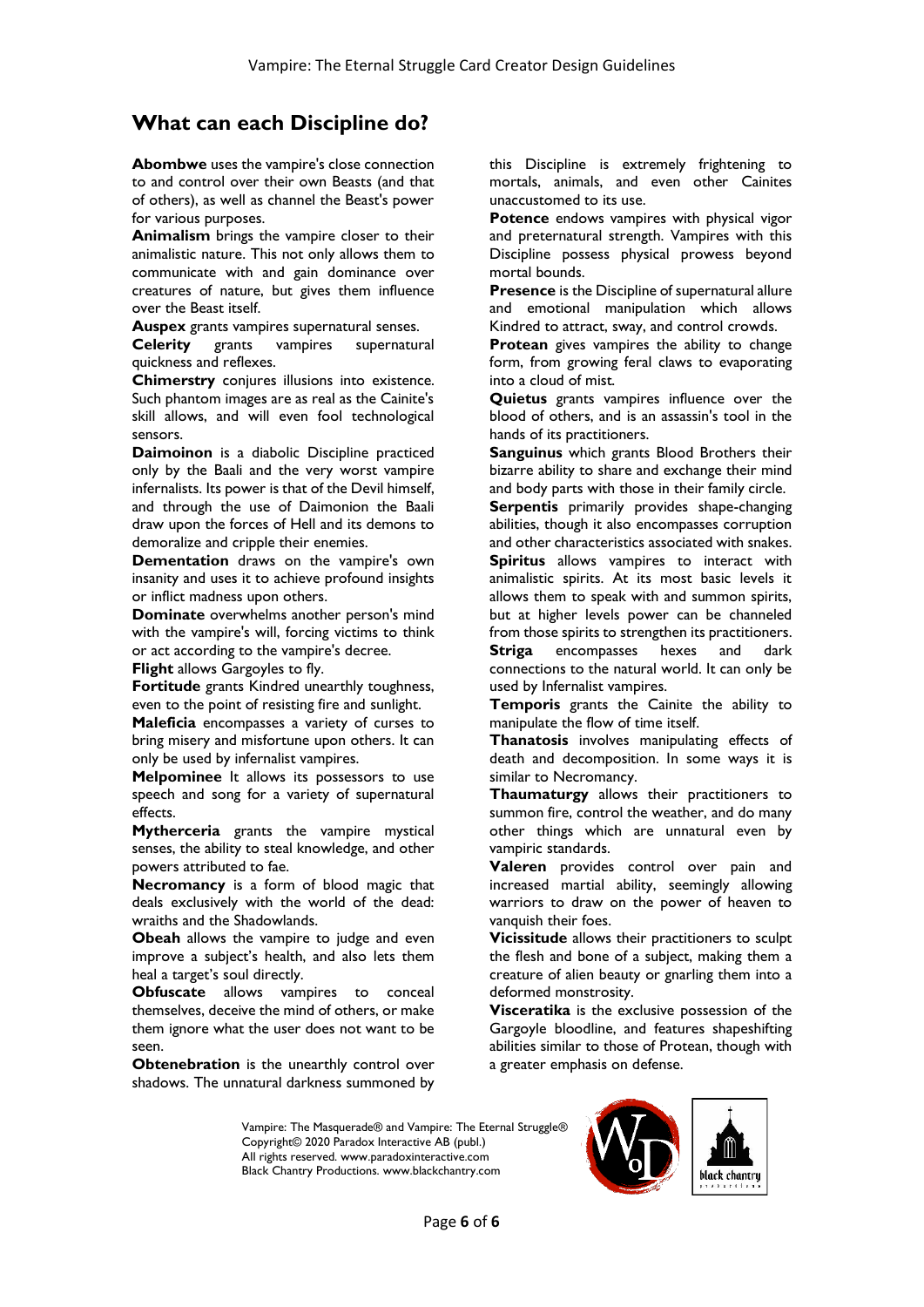## What can each Discipline do?

**Abombwe** uses the vampire's close connection to and control over their own Beasts (and that of others), as well as channel the Beast's power for various purposes.

**Animalism** brings the vampire closer to their animalistic nature. This not only allows them to communicate with and gain dominance over creatures of nature, but gives them influence over the Beast itself.

**Auspex** grants vampires supernatural senses.

**Celerity** grants vampires supernatural quickness and reflexes.

**Chimerstry** conjures illusions into existence. Such phantom images are as real as the Cainite's skill allows, and will even fool technological sensors.

**Daimoinon** is a diabolic Discipline practiced only by the Baali and the very worst vampire infernalists. Its power is that of the Devil himself, and through the use of Daimonion the Baali draw upon the forces of Hell and its demons to demoralize and cripple their enemies.

**Dementation** draws on the vampire's own insanity and uses it to achieve profound insights or inflict madness upon others.

**Dominate** overwhelms another person's mind with the vampire's will, forcing victims to think or act according to the vampire's decree.

**Flight** allows Gargoyles to fly.

**Fortitude** grants Kindred unearthly toughness, even to the point of resisting fire and sunlight.

**Maleficia** encompasses a variety of curses to bring misery and misfortune upon others. It can only be used by infernalist vampires.

**Melpominee** It allows its possessors to use speech and song for a variety of supernatural effects.

**Mytherceria** grants the vampire mystical senses, the ability to steal knowledge, and other powers attributed to fae.

**Necromancy** is a form of blood magic that deals exclusively with the world of the dead: wraiths and the Shadowlands.

**Obeah** allows the vampire to judge and even improve a subject's health, and also lets them heal a target's soul directly.

**Obfuscate** allows vampires to conceal themselves, deceive the mind of others, or make them ignore what the user does not want to be seen.

**Obtenebration** is the unearthly control over shadows. The unnatural darkness summoned by this Discipline is extremely frightening to mortals, animals, and even other Cainites unaccustomed to its use.

**Potence** endows vampires with physical vigor and preternatural strength. Vampires with this Discipline possess physical prowess beyond mortal bounds.

**Presence** is the Discipline of supernatural allure and emotional manipulation which allows Kindred to attract, sway, and control crowds.

**Protean** gives vampires the ability to change form, from growing feral claws to evaporating into a cloud of mist.

**Quietus** grants vampires influence over the blood of others, and is an assassin's tool in the hands of its practitioners.

**Sanguinus** which grants Blood Brothers their bizarre ability to share and exchange their mind and body parts with those in their family circle.

**Serpentis** primarily provides shape-changing abilities, though it also encompasses corruption and other characteristics associated with snakes.

**Spiritus** allows vampires to interact with animalistic spirits. At its most basic levels it allows them to speak with and summon spirits, but at higher levels power can be channeled from those spirits to strengthen its practitioners.

**Striga** encompasses hexes and dark connections to the natural world. It can only be used by Infernalist vampires.

**Temporis** grants the Cainite the ability to manipulate the flow of time itself.

**Thanatosis** involves manipulating effects of death and decomposition. In some ways it is similar to Necromancy.

**Thaumaturgy** allows their practitioners to summon fire, control the weather, and do many other things which are unnatural even by vampiric standards.

**Valeren** provides control over pain and increased martial ability, seemingly allowing warriors to draw on the power of heaven to vanquish their foes.

**Vicissitude** allows their practitioners to sculpt the flesh and bone of a subject, making them a creature of alien beauty or gnarling them into a deformed monstrosity.

**Visceratika** is the exclusive possession of the Gargoyle bloodline, and features shapeshifting abilities similar to those of Protean, though with a greater emphasis on defense.

Vampire: The Masquerade® and Vampire: The Eternal Struggle®
Copyright© 2020 Paradox Interactive AB (publ.)
All rights reserved. www.paradoxinteractive.com
Black Chantry Productions. www.blackchantry.com